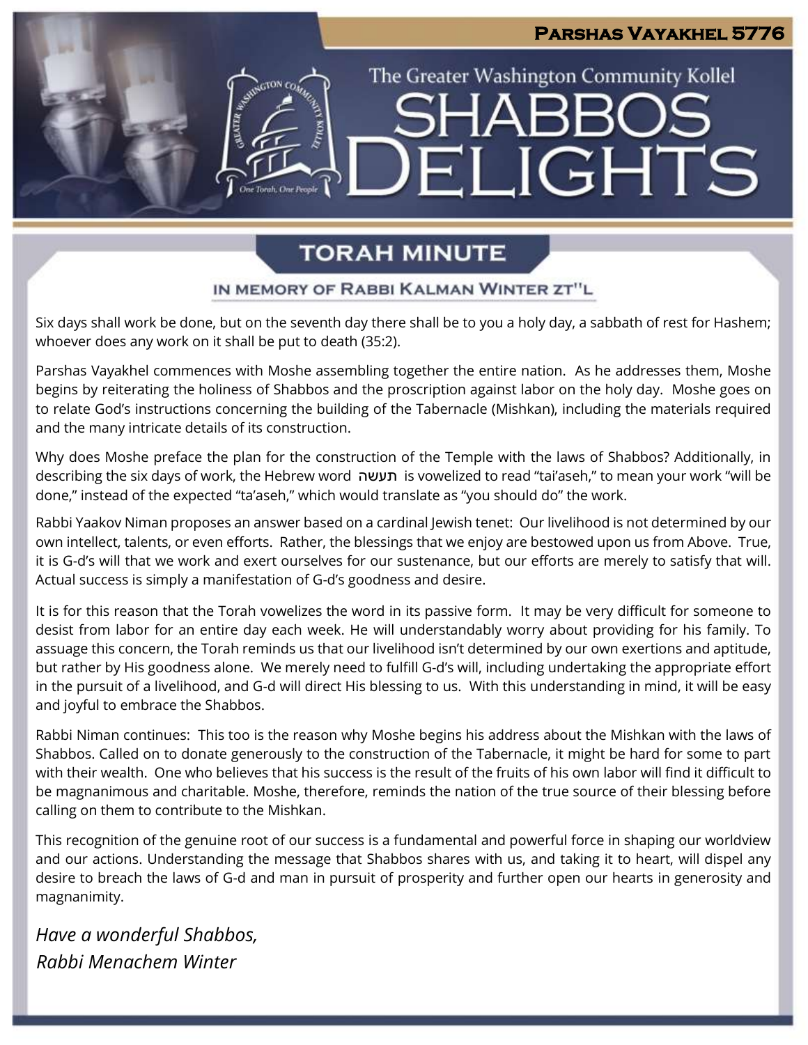**Parshas Vayakhel 5776**

The Greater Washington Community Kollel

# Shabbos Delights

## TORAH MINUTE

### IN MEMORY OF RABBI KALMAN WINTER ZT"L

Six days shall work be done, but on the seventh day there shall be to you a holy day, a sabbath of rest for Hashem; whoever does any work on it shall be put to death (35:2).

Parshas Vayakhel commences with Moshe assembling together the entire nation. As he addresses them, Moshe begins by reiterating the holiness of Shabbos and the proscription against labor on the holy day. Moshe goes on to relate God's instructions concerning the building of the Tabernacle (Mishkan), including the materials required and the many intricate details of its construction.

Why does Moshe preface the plan for the construction of the Temple with the laws of Shabbos? Additionally, in describing the six days of work, the Hebrew word תעשה is vowelized to read "tai'aseh," to mean your work "will be done," instead of the expected "ta'aseh," which would translate as "you should do" the work.

Rabbi Yaakov Niman proposes an answer based on a cardinal Jewish tenet: Our livelihood is not determined by our own intellect, talents, or even efforts. Rather, the blessings that we enjoy are bestowed upon us from Above. True, it is G-d's will that we work and exert ourselves for our sustenance, but our efforts are merely to satisfy that will. Actual success is simply a manifestation of G-d's goodness and desire.

It is for this reason that the Torah vowelizes the word in its passive form. It may be very difficult for someone to desist from labor for an entire day each week. He will understandably worry about providing for his family. To assuage this concern, the Torah reminds us that our livelihood isn't determined by our own exertions and aptitude, but rather by His goodness alone. We merely need to fulfill G-d's will, including undertaking the appropriate effort in the pursuit of a livelihood, and G-d will direct His blessing to us. With this understanding in mind, it will be easy and joyful to embrace the Shabbos.

Rabbi Niman continues: This too is the reason why Moshe begins his address about the Mishkan with the laws of Shabbos. Called on to donate generously to the construction of the Tabernacle, it might be hard for some to part with their wealth. One who believes that his success is the result of the fruits of his own labor will find it difficult to be magnanimous and charitable. Moshe, therefore, reminds the nation of the true source of their blessing before calling on them to contribute to the Mishkan.

This recognition of the genuine root of our success is a fundamental and powerful force in shaping our worldview and our actions. Understanding the message that Shabbos shares with us, and taking it to heart, will dispel any desire to breach the laws of G-d and man in pursuit of prosperity and further open our hearts in generosity and magnanimity.

*Have a wonderful Shabbos,*
*Rabbi Menachem Winter*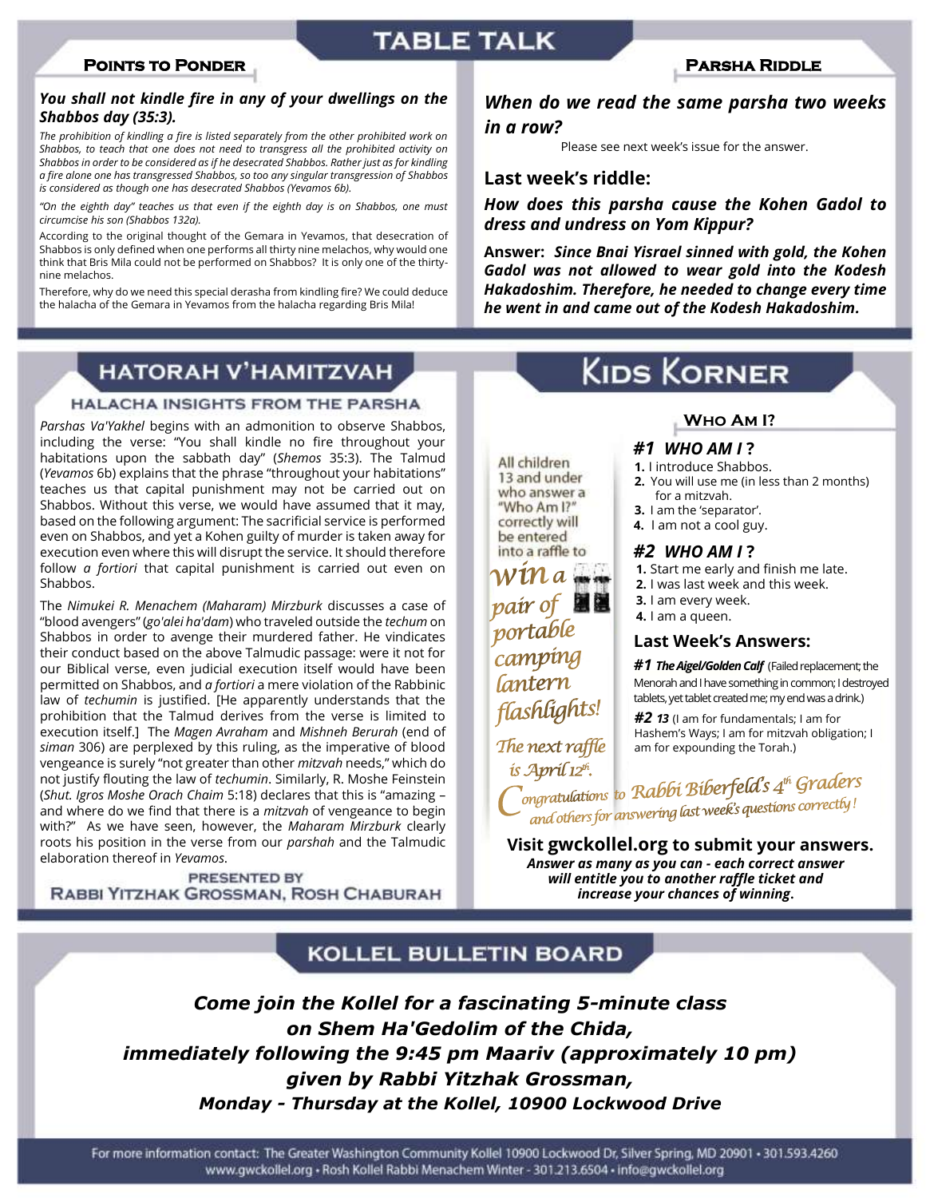# TABLE TALK

## Points to Ponder

***You shall not kindle fire in any of your dwellings on the Shabbos day (35:3).***

*The prohibition of kindling a fire is listed separately from the other prohibited work on Shabbos, to teach that one does not need to transgress all the prohibited activity on Shabbos in order to be considered as if he desecrated Shabbos. Rather just as for kindling a fire alone one has transgressed Shabbos, so too any singular transgression of Shabbos is considered as though one has desecrated Shabbos (Yevamos 6b).*

*"On the eighth day" teaches us that even if the eighth day is on Shabbos, one must circumcise his son (Shabbos 132a).*

According to the original thought of the Gemara in Yevamos, that desecration of Shabbos is only defined when one performs all thirty nine melachos, why would one think that Bris Mila could not be performed on Shabbos? It is only one of the thirty-nine melachos.

Therefore, why do we need this special derasha from kindling fire? We could deduce the halacha of the Gemara in Yevamos from the halacha regarding Bris Mila!

## Parsha Riddle

***When do we read the same parsha two weeks in a row?***

Please see next week's issue for the answer.

**Last week's riddle:**

***How does this parsha cause the Kohen Gadol to dress and undress on Yom Kippur?***

**Answer:** ***Since Bnai Yisrael sinned with gold, the Kohen Gadol was not allowed to wear gold into the Kodesh Hakadoshim. Therefore, he needed to change every time he went in and came out of the Kodesh Hakadoshim.***

# HATORAH V'HAMITZVAH

## HALACHA INSIGHTS FROM THE PARSHA

*Parshas Va'Yakhel* begins with an admonition to observe Shabbos, including the verse: "You shall kindle no fire throughout your habitations upon the sabbath day" (*Shemos* 35:3). The Talmud (*Yevamos* 6b) explains that the phrase "throughout your habitations" teaches us that capital punishment may not be carried out on Shabbos. Without this verse, we would have assumed that it may, based on the following argument: The sacrificial service is performed even on Shabbos, and yet a Kohen guilty of murder is taken away for execution even where this will disrupt the service. It should therefore follow *a fortiori* that capital punishment is carried out even on Shabbos.

The *Nimukei R. Menachem (Maharam) Mirzburk* discusses a case of "blood avengers" (*go'alei ha'dam*) who traveled outside the *techum* on Shabbos in order to avenge their murdered father. He vindicates their conduct based on the above Talmudic passage: were it not for our Biblical verse, even judicial execution itself would have been permitted on Shabbos, and *a fortiori* a mere violation of the Rabbinic law of *techumin* is justified. [He apparently understands that the prohibition that the Talmud derives from the verse is limited to execution itself.] The *Magen Avraham* and *Mishneh Berurah* (end of *siman* 306) are perplexed by this ruling, as the imperative of blood vengeance is surely "not greater than other *mitzvah* needs," which do not justify flouting the law of *techumin*. Similarly, R. Moshe Feinstein (*Shut. Igros Moshe Orach Chaim* 5:18) declares that this is "amazing – and where do we find that there is a *mitzvah* of vengeance to begin with?" As we have seen, however, the *Maharam Mirzburk* clearly roots his position in the verse from our *parshah* and the Talmudic elaboration thereof in *Yevamos*.

PRESENTED BY
RABBI YITZHAK GROSSMAN, ROSH CHABURAH

# KIDS KORNER

All children 13 and under who answer a "Who Am I?" correctly will be entered into a raffle to *win a pair of portable camping lantern flashlights!*

*The next raffle is April 12th.*

## Who Am I?

### #1 WHO AM I ?

1. I introduce Shabbos.
2. You will use me (in less than 2 months) for a mitzvah.
3. I am the 'separator'.
4. I am not a cool guy.

### #2 WHO AM I ?

1. Start me early and finish me late.
2. I was last week and this week.
3. I am every week.
4. I am a queen.

### Last Week's Answers:

**#1** ***The Aigel/Golden Calf*** (Failed replacement; the Menorah and I have something in common; I destroyed tablets, yet tablet created me; my end was a drink.)

**#2** ***13*** (I am for fundamentals; I am for Hashem's Ways; I am for mitzvah obligation; I am for expounding the Torah.)

*Congratulations to Rabbi Biberfeld's 4th Graders and others for answering last week's questions correctly!*

**Visit gwckollel.org to submit your answers.**

***Answer as many as you can - each correct answer will entitle you to another raffle ticket and increase your chances of winning.***

# KOLLEL BULLETIN BOARD

***Come join the Kollel for a fascinating 5-minute class on Shem Ha'Gedolim of the Chida, immediately following the 9:45 pm Maariv (approximately 10 pm) given by Rabbi Yitzhak Grossman, Monday - Thursday at the Kollel, 10900 Lockwood Drive***

For more information contact: The Greater Washington Community Kollel 10900 Lockwood Dr, Silver Spring, MD 20901 • 301.593.4260 www.gwckollel.org • Rosh Kollel Rabbi Menachem Winter - 301.213.6504 • info@gwckollel.org